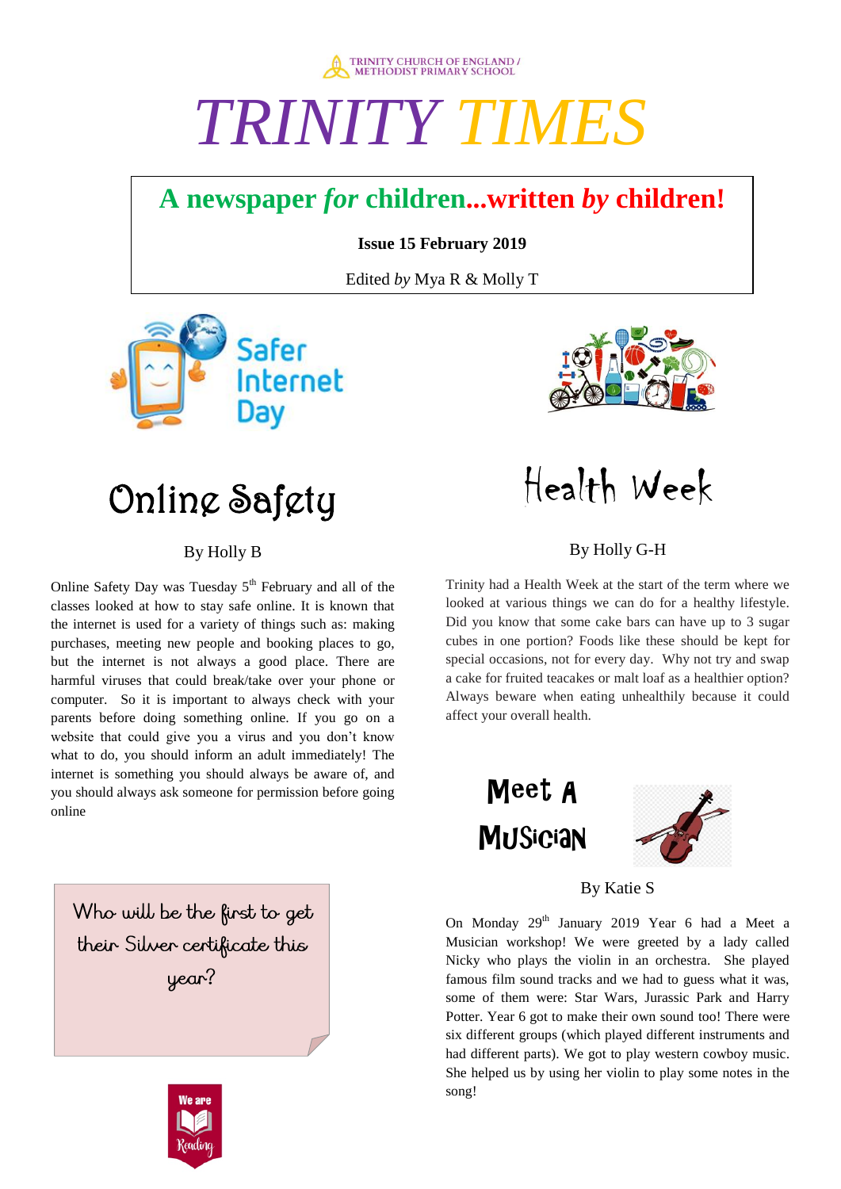TRINITY CHURCH OF ENGLAND / METHODIST PRIMARY SCHOOL

# TRINITY TIMES

**A newspaper *for* children...written *by* children!**

**Issue 15 February 2019**

Edited *by* Mya R & Molly T

Safer Internet Day

## Online Safety

By Holly B

Online Safety Day was Tuesday 5th February and all of the classes looked at how to stay safe online. It is known that the internet is used for a variety of things such as: making purchases, meeting new people and booking places to go, but the internet is not always a good place. There are harmful viruses that could break/take over your phone or computer. So it is important to always check with your parents before doing something online. If you go on a website that could give you a virus and you don't know what to do, you should inform an adult immediately! The internet is something you should always be aware of, and you should always ask someone for permission before going online

Who will be the first to get their Silver certificate this year?

We are Reading

## Health Week

By Holly G-H

Trinity had a Health Week at the start of the term where we looked at various things we can do for a healthy lifestyle. Did you know that some cake bars can have up to 3 sugar cubes in one portion? Foods like these should be kept for special occasions, not for every day. Why not try and swap a cake for fruited teacakes or malt loaf as a healthier option? Always beware when eating unhealthily because it could affect your overall health.

## Meet A Musician

By Katie S

On Monday 29th January 2019 Year 6 had a Meet a Musician workshop! We were greeted by a lady called Nicky who plays the violin in an orchestra. She played famous film sound tracks and we had to guess what it was, some of them were: Star Wars, Jurassic Park and Harry Potter. Year 6 got to make their own sound too! There were six different groups (which played different instruments and had different parts). We got to play western cowboy music. She helped us by using her violin to play some notes in the song!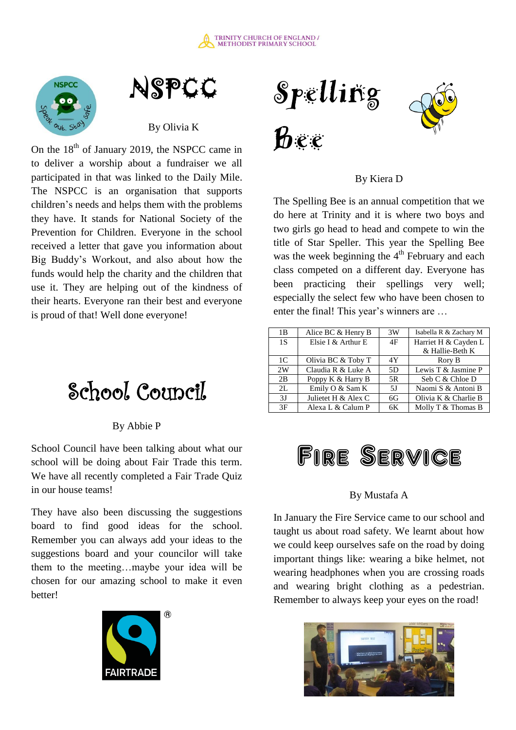# NSPCC

By Olivia K

On the 18th of January 2019, the NSPCC came in to deliver a worship about a fundraiser we all participated in that was linked to the Daily Mile. The NSPCC is an organisation that supports children's needs and helps them with the problems they have. It stands for National Society of the Prevention for Children. Everyone in the school received a letter that gave you information about Big Buddy's Workout, and also about how the funds would help the charity and the children that use it. They are helping out of the kindness of their hearts. Everyone ran their best and everyone is proud of that! Well done everyone!

# School Council

By Abbie P

School Council have been talking about what our school will be doing about Fair Trade this term. We have all recently completed a Fair Trade Quiz in our house teams!

They have also been discussing the suggestions board to find good ideas for the school. Remember you can always add your ideas to the suggestions board and your councilor will take them to the meeting…maybe your idea will be chosen for our amazing school to make it even better!

# Spelling Bee

By Kiera D

The Spelling Bee is an annual competition that we do here at Trinity and it is where two boys and two girls go head to head and compete to win the title of Star Speller. This year the Spelling Bee was the week beginning the 4th February and each class competed on a different day. Everyone has been practicing their spellings very well; especially the select few who have been chosen to enter the final! This year's winners are …

| 1B | Alice BC & Henry B | 3W | Isabella R & Zachary M |
|---|---|---|---|
| 1S | Elsie I & Arthur E | 4F | Harriet H & Cayden L & Hallie-Beth K |
| 1C | Olivia BC & Toby T | 4Y | Rory B |
| 2W | Claudia R & Luke A | 5D | Lewis T & Jasmine P |
| 2B | Poppy K & Harry B | 5R | Seb C & Chloe D |
| 2L | Emily O & Sam K | 5J | Naomi S & Antoni B |
| 3J | Julietet H & Alex C | 6G | Olivia K & Charlie B |
| 3F | Alexa L & Calum P | 6K | Molly T & Thomas B |

# Fire Service

By Mustafa A

In January the Fire Service came to our school and taught us about road safety. We learnt about how we could keep ourselves safe on the road by doing important things like: wearing a bike helmet, not wearing headphones when you are crossing roads and wearing bright clothing as a pedestrian. Remember to always keep your eyes on the road!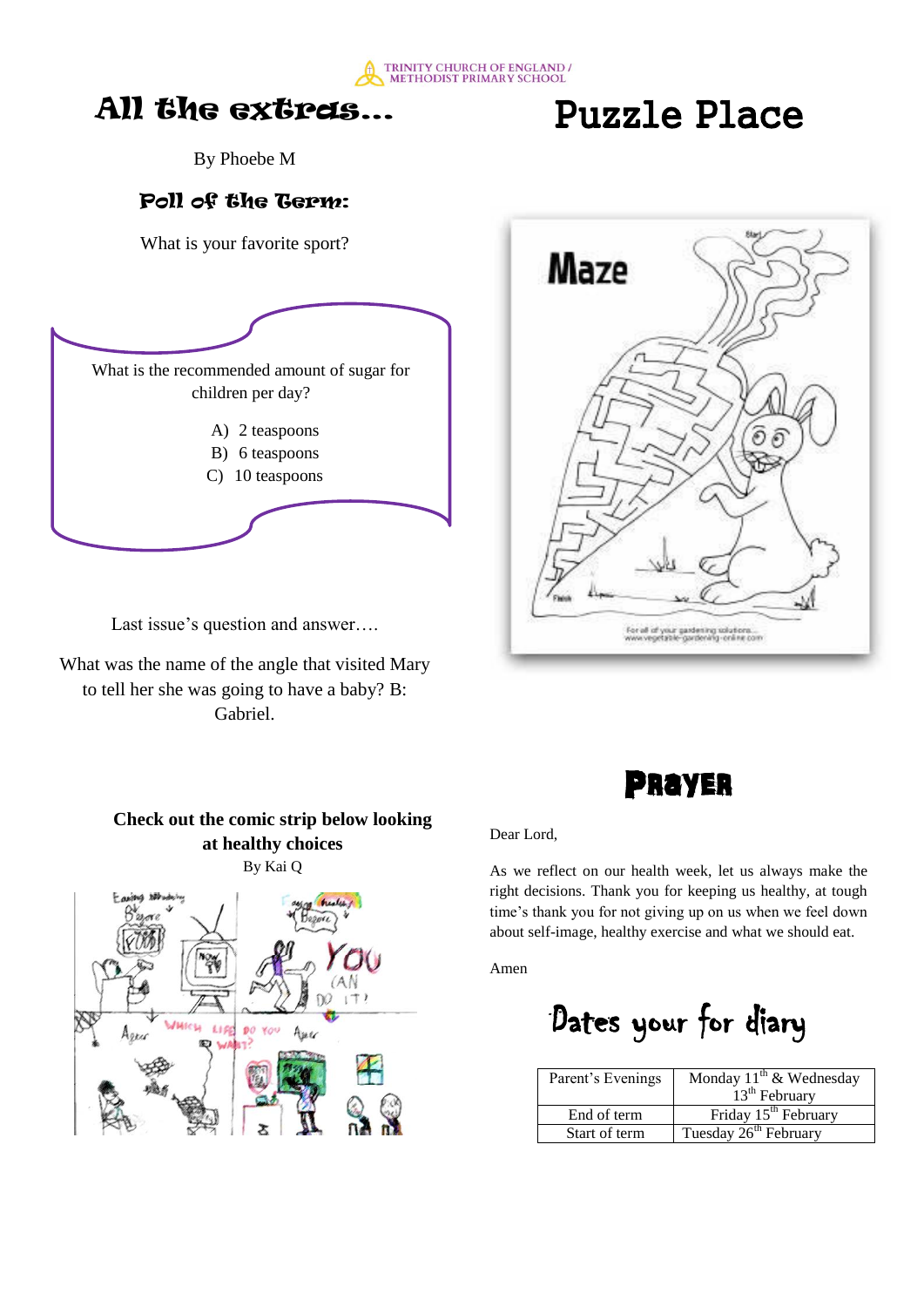TRINITY CHURCH OF ENGLAND / METHODIST PRIMARY SCHOOL

# All the extras…

By Phoebe M

## Poll of the Term:

What is your favorite sport?

What is the recommended amount of sugar for children per day?

A) 2 teaspoons
B) 6 teaspoons
C) 10 teaspoons

Last issue's question and answer….

What was the name of the angle that visited Mary to tell her she was going to have a baby? B: Gabriel.

**Check out the comic strip below looking at healthy choices**

By Kai Q

# Puzzle Place

## Prayer

Dear Lord,

As we reflect on our health week, let us always make the right decisions. Thank you for keeping us healthy, at tough time's thank you for not giving up on us when we feel down about self-image, healthy exercise and what we should eat.

Amen

## Dates your for diary

| Parent's Evenings | Monday 11th & Wednesday 13th February |
|---|---|
| End of term | Friday 15th February |
| Start of term | Tuesday 26th February |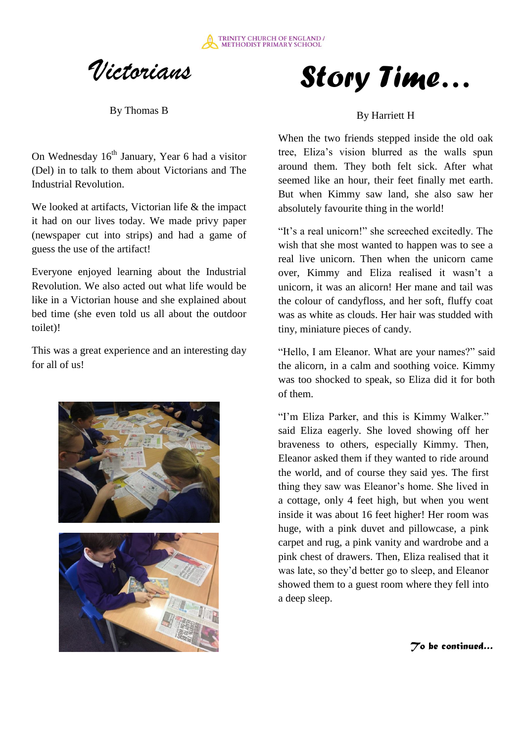TRINITY CHURCH OF ENGLAND / METHODIST PRIMARY SCHOOL

# Victorians

By Thomas B

On Wednesday 16th January, Year 6 had a visitor (Del) in to talk to them about Victorians and The Industrial Revolution.

We looked at artifacts, Victorian life & the impact it had on our lives today. We made privy paper (newspaper cut into strips) and had a game of guess the use of the artifact!

Everyone enjoyed learning about the Industrial Revolution. We also acted out what life would be like in a Victorian house and she explained about bed time (she even told us all about the outdoor toilet)!

This was a great experience and an interesting day for all of us!

# Story Time…

By Harriett H

When the two friends stepped inside the old oak tree, Eliza's vision blurred as the walls spun around them. They both felt sick. After what seemed like an hour, their feet finally met earth. But when Kimmy saw land, she also saw her absolutely favourite thing in the world!

"It's a real unicorn!" she screeched excitedly. The wish that she most wanted to happen was to see a real live unicorn. Then when the unicorn came over, Kimmy and Eliza realised it wasn't a unicorn, it was an alicorn! Her mane and tail was the colour of candyfloss, and her soft, fluffy coat was as white as clouds. Her hair was studded with tiny, miniature pieces of candy.

"Hello, I am Eleanor. What are your names?" said the alicorn, in a calm and soothing voice. Kimmy was too shocked to speak, so Eliza did it for both of them.

"I'm Eliza Parker, and this is Kimmy Walker." said Eliza eagerly. She loved showing off her braveness to others, especially Kimmy. Then, Eleanor asked them if they wanted to ride around the world, and of course they said yes. The first thing they saw was Eleanor's home. She lived in a cottage, only 4 feet high, but when you went inside it was about 16 feet higher! Her room was huge, with a pink duvet and pillowcase, a pink carpet and rug, a pink vanity and wardrobe and a pink chest of drawers. Then, Eliza realised that it was late, so they'd better go to sleep, and Eleanor showed them to a guest room where they fell into a deep sleep.

*To be continued…*